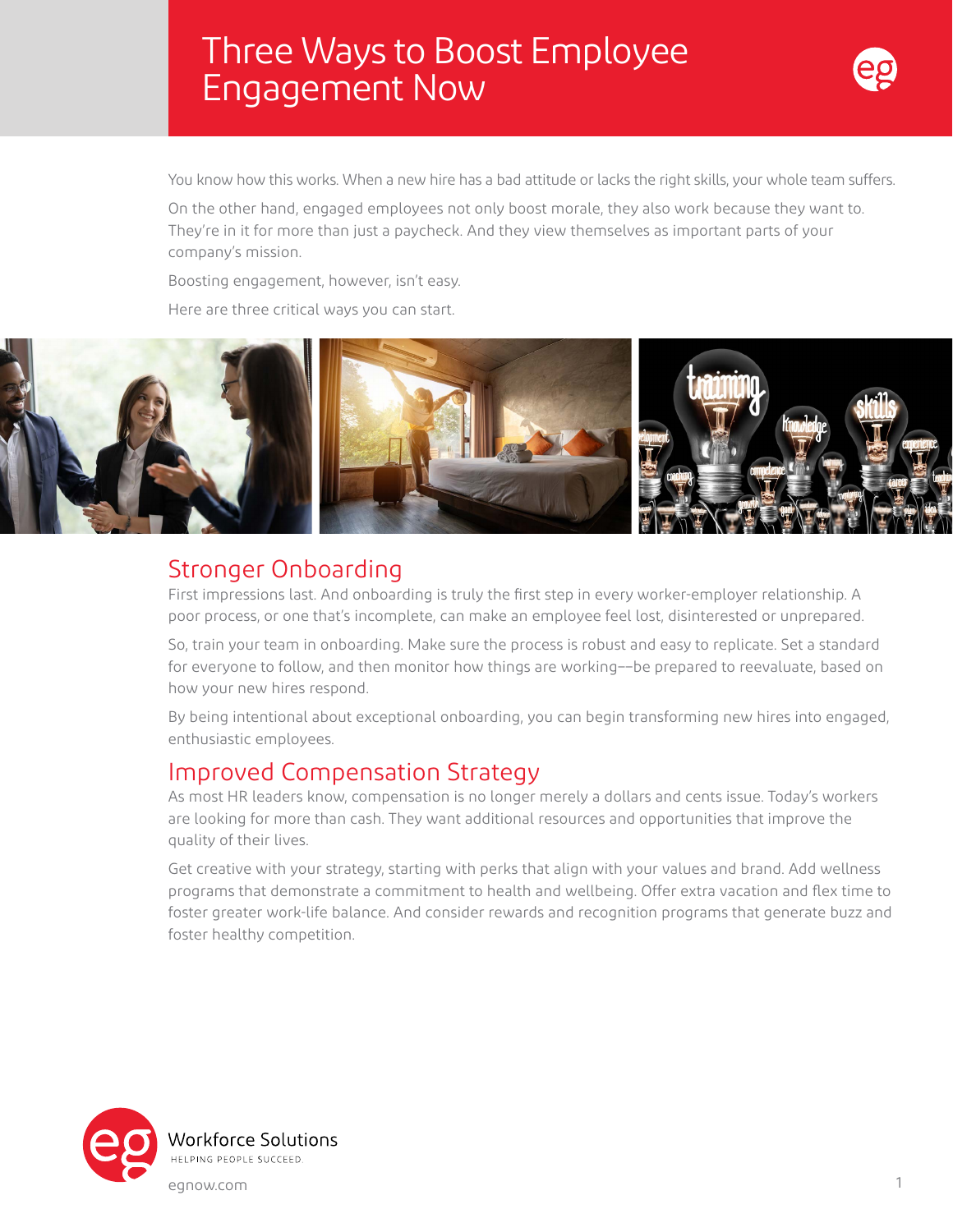# Three Ways to Boost Employee Engagement Now

You know how this works. When a new hire has a bad attitude or lacks the right skills, your whole team suffers.

On the other hand, engaged employees not only boost morale, they also work because they want to. They're in it for more than just a paycheck. And they view themselves as important parts of your company's mission.

Boosting engagement, however, isn't easy.

Here are three critical ways you can start.

## Stronger Onboarding

First impressions last. And onboarding is truly the first step in every worker-employer relationship. A poor process, or one that's incomplete, can make an employee feel lost, disinterested or unprepared.

So, train your team in onboarding. Make sure the process is robust and easy to replicate. Set a standard for everyone to follow, and then monitor how things are working––be prepared to reevaluate, based on how your new hires respond.

By being intentional about exceptional onboarding, you can begin transforming new hires into engaged, enthusiastic employees.

## Improved Compensation Strategy

As most HR leaders know, compensation is no longer merely a dollars and cents issue. Today's workers are looking for more than cash. They want additional resources and opportunities that improve the quality of their lives.

Get creative with your strategy, starting with perks that align with your values and brand. Add wellness programs that demonstrate a commitment to health and wellbeing. Offer extra vacation and flex time to foster greater work-life balance. And consider rewards and recognition programs that generate buzz and foster healthy competition.

Workforce Solutions
HELPING PEOPLE SUCCEED.

egnow.com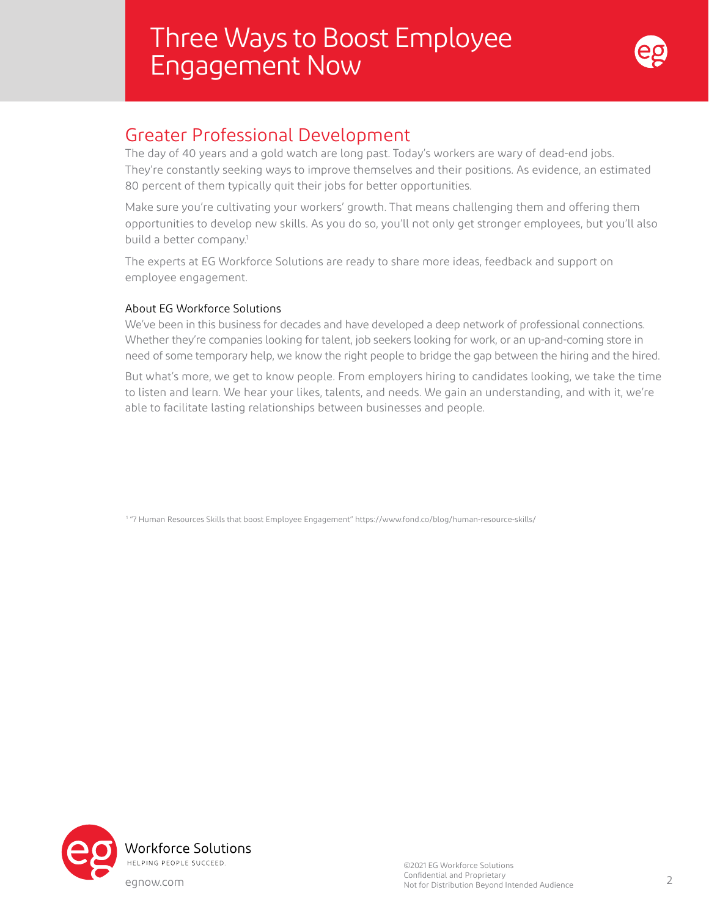## Greater Professional Development

The day of 40 years and a gold watch are long past. Today's workers are wary of dead-end jobs. They're constantly seeking ways to improve themselves and their positions. As evidence, an estimated 80 percent of them typically quit their jobs for better opportunities.

Make sure you're cultivating your workers' growth. That means challenging them and offering them opportunities to develop new skills. As you do so, you'll not only get stronger employees, but you'll also build a better company.[1]

The experts at EG Workforce Solutions are ready to share more ideas, feedback and support on employee engagement.

### About EG Workforce Solutions

We've been in this business for decades and have developed a deep network of professional connections. Whether they're companies looking for talent, job seekers looking for work, or an up-and-coming store in need of some temporary help, we know the right people to bridge the gap between the hiring and the hired.

But what's more, we get to know people. From employers hiring to candidates looking, we take the time to listen and learn. We hear your likes, talents, and needs. We gain an understanding, and with it, we're able to facilitate lasting relationships between businesses and people.

[1] "7 Human Resources Skills that boost Employee Engagement" https://www.fond.co/blog/human-resource-skills/

Workforce Solutions
HELPING PEOPLE SUCCEED.
egnow.com

©2021 EG Workforce Solutions
Confidential and Proprietary
Not for Distribution Beyond Intended Audience